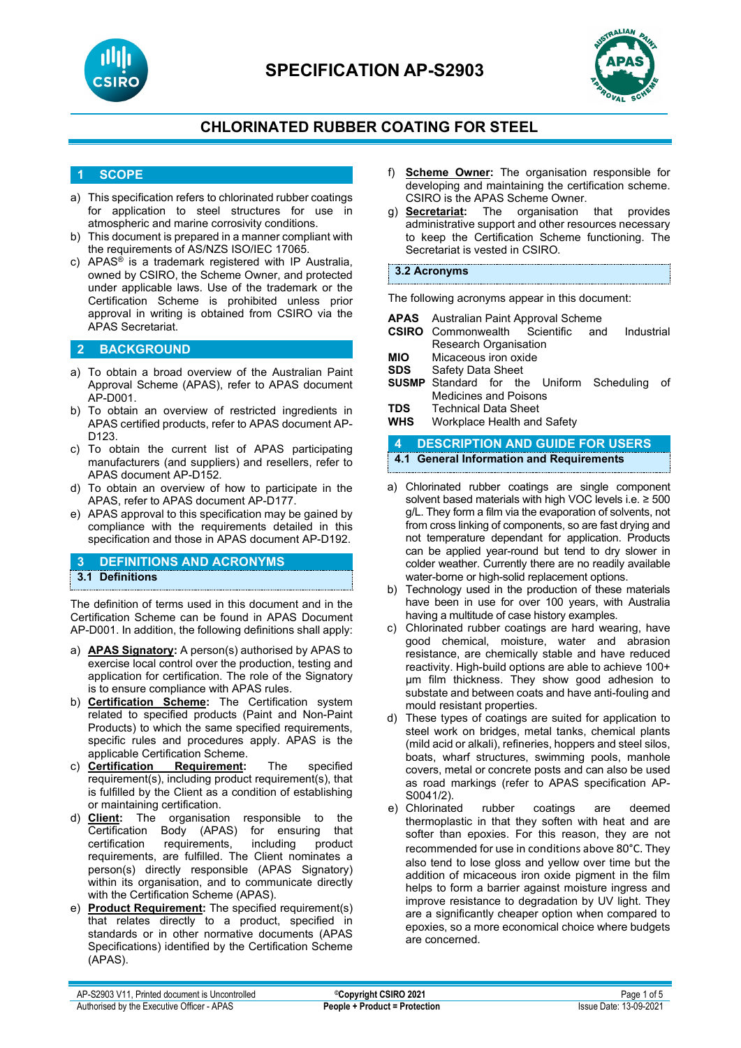# SPECIFICATION AP-S2903

## CHLORINATED RUBBER COATING FOR STEEL

## 1 SCOPE

a) This specification refers to chlorinated rubber coatings for application to steel structures for use in atmospheric and marine corrosivity conditions.
b) This document is prepared in a manner compliant with the requirements of AS/NZS ISO/IEC 17065.
c) APAS® is a trademark registered with IP Australia, owned by CSIRO, the Scheme Owner, and protected under applicable laws. Use of the trademark or the Certification Scheme is prohibited unless prior approval in writing is obtained from CSIRO via the APAS Secretariat.

## 2 BACKGROUND

a) To obtain a broad overview of the Australian Paint Approval Scheme (APAS), refer to APAS document AP-D001.
b) To obtain an overview of restricted ingredients in APAS certified products, refer to APAS document AP-D123.
c) To obtain the current list of APAS participating manufacturers (and suppliers) and resellers, refer to APAS document AP-D152.
d) To obtain an overview of how to participate in the APAS, refer to APAS document AP-D177.
e) APAS approval to this specification may be gained by compliance with the requirements detailed in this specification and those in APAS document AP-D192.

## 3 DEFINITIONS AND ACRONYMS

### 3.1 Definitions

The definition of terms used in this document and in the Certification Scheme can be found in APAS Document AP-D001. In addition, the following definitions shall apply:

a) **APAS Signatory:** A person(s) authorised by APAS to exercise local control over the production, testing and application for certification. The role of the Signatory is to ensure compliance with APAS rules.
b) **Certification Scheme:** The Certification system related to specified products (Paint and Non-Paint Products) to which the same specified requirements, specific rules and procedures apply. APAS is the applicable Certification Scheme.
c) **Certification Requirement:** The specified requirement(s), including product requirement(s), that is fulfilled by the Client as a condition of establishing or maintaining certification.
d) **Client:** The organisation responsible to the Certification Body (APAS) for ensuring that certification requirements, including product requirements, are fulfilled. The Client nominates a person(s) directly responsible (APAS Signatory) within its organisation, and to communicate directly with the Certification Scheme (APAS).
e) **Product Requirement:** The specified requirement(s) that relates directly to a product, specified in standards or in other normative documents (APAS Specifications) identified by the Certification Scheme (APAS).
f) **Scheme Owner:** The organisation responsible for developing and maintaining the certification scheme. CSIRO is the APAS Scheme Owner.
g) **Secretariat:** The organisation that provides administrative support and other resources necessary to keep the Certification Scheme functioning. The Secretariat is vested in CSIRO.

### 3.2 Acronyms

The following acronyms appear in this document:

**APAS** Australian Paint Approval Scheme
**CSIRO** Commonwealth Scientific and Industrial Research Organisation
**MIO** Micaceous iron oxide
**SDS** Safety Data Sheet
**SUSMP** Standard for the Uniform Scheduling of Medicines and Poisons
**TDS** Technical Data Sheet
**WHS** Workplace Health and Safety

## 4 DESCRIPTION AND GUIDE FOR USERS

### 4.1 General Information and Requirements

a) Chlorinated rubber coatings are single component solvent based materials with high VOC levels i.e. ≥ 500 g/L. They form a film via the evaporation of solvents, not from cross linking of components, so are fast drying and not temperature dependant for application. Products can be applied year-round but tend to dry slower in colder weather. Currently there are no readily available water-borne or high-solid replacement options.
b) Technology used in the production of these materials have been in use for over 100 years, with Australia having a multitude of case history examples.
c) Chlorinated rubber coatings are hard wearing, have good chemical, moisture, water and abrasion resistance, are chemically stable and have reduced reactivity. High-build options are able to achieve 100+ µm film thickness. They show good adhesion to substate and between coats and have anti-fouling and mould resistant properties.
d) These types of coatings are suited for application to steel work on bridges, metal tanks, chemical plants (mild acid or alkali), refineries, hoppers and steel silos, boats, wharf structures, swimming pools, manhole covers, metal or concrete posts and can also be used as road markings (refer to APAS specification AP-S0041/2).
e) Chlorinated rubber coatings are deemed thermoplastic in that they soften with heat and are softer than epoxies. For this reason, they are not recommended for use in conditions above 80°C. They also tend to lose gloss and yellow over time but the addition of micaceous iron oxide pigment in the film helps to form a barrier against moisture ingress and improve resistance to degradation by UV light. They are a significantly cheaper option when compared to epoxies, so a more economical choice where budgets are concerned.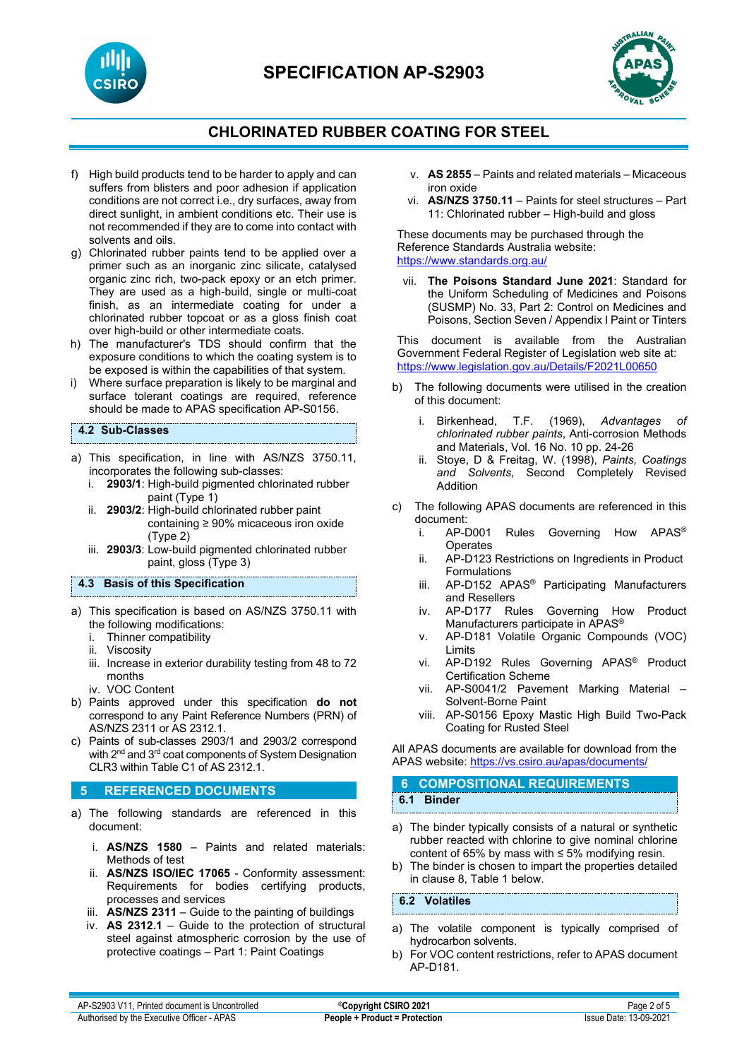f) High build products tend to be harder to apply and can suffers from blisters and poor adhesion if application conditions are not correct i.e., dry surfaces, away from direct sunlight, in ambient conditions etc. Their use is not recommended if they are to come into contact with solvents and oils.

g) Chlorinated rubber paints tend to be applied over a primer such as an inorganic zinc silicate, catalysed organic zinc rich, two-pack epoxy or an etch primer. They are used as a high-build, single or multi-coat finish, as an intermediate coating for under a chlorinated rubber topcoat or as a gloss finish coat over high-build or other intermediate coats.

h) The manufacturer's TDS should confirm that the exposure conditions to which the coating system is to be exposed is within the capabilities of that system.

i) Where surface preparation is likely to be marginal and surface tolerant coatings are required, reference should be made to APAS specification AP-S0156.

### 4.2 Sub-Classes

a) This specification, in line with AS/NZS 3750.11, incorporates the following sub-classes:
   i. **2903/1**: High-build pigmented chlorinated rubber paint (Type 1)
   ii. **2903/2**: High-build chlorinated rubber paint containing ≥ 90% micaceous iron oxide (Type 2)
   iii. **2903/3**: Low-build pigmented chlorinated rubber paint, gloss (Type 3)

### 4.3 Basis of this Specification

a) This specification is based on AS/NZS 3750.11 with the following modifications:
   i. Thinner compatibility
   ii. Viscosity
   iii. Increase in exterior durability testing from 48 to 72 months
   iv. VOC Content

b) Paints approved under this specification **do not** correspond to any Paint Reference Numbers (PRN) of AS/NZS 2311 or AS 2312.1.

c) Paints of sub-classes 2903/1 and 2903/2 correspond with 2nd and 3rd coat components of System Designation CLR3 within Table C1 of AS 2312.1.

## 5 REFERENCED DOCUMENTS

a) The following standards are referenced in this document:

   i. **AS/NZS 1580** – Paints and related materials: Methods of test
   ii. **AS/NZS ISO/IEC 17065** - Conformity assessment: Requirements for bodies certifying products, processes and services
   iii. **AS/NZS 2311** – Guide to the painting of buildings
   iv. **AS 2312.1** – Guide to the protection of structural steel against atmospheric corrosion by the use of protective coatings – Part 1: Paint Coatings
   v. **AS 2855** – Paints and related materials – Micaceous iron oxide
   vi. **AS/NZS 3750.11** – Paints for steel structures – Part 11: Chlorinated rubber – High-build and gloss

   These documents may be purchased through the Reference Standards Australia website: https://www.standards.org.au/

   vii. **The Poisons Standard June 2021**: Standard for the Uniform Scheduling of Medicines and Poisons (SUSMP) No. 33, Part 2: Control on Medicines and Poisons, Section Seven / Appendix I Paint or Tinters

   This document is available from the Australian Government Federal Register of Legislation web site at: https://www.legislation.gov.au/Details/F2021L00650

b) The following documents were utilised in the creation of this document:

   i. Birkenhead, T.F. (1969), *Advantages of chlorinated rubber paints*, Anti-corrosion Methods and Materials, Vol. 16 No. 10 pp. 24-26
   ii. Stoye, D & Freitag, W. (1998), *Paints, Coatings and Solvents*, Second Completely Revised Addition

c) The following APAS documents are referenced in this document:
   i. AP-D001 Rules Governing How APAS® Operates
   ii. AP-D123 Restrictions on Ingredients in Product Formulations
   iii. AP-D152 APAS® Participating Manufacturers and Resellers
   iv. AP-D177 Rules Governing How Product Manufacturers participate in APAS®
   v. AP-D181 Volatile Organic Compounds (VOC) Limits
   vi. AP-D192 Rules Governing APAS® Product Certification Scheme
   vii. AP-S0041/2 Pavement Marking Material – Solvent-Borne Paint
   viii. AP-S0156 Epoxy Mastic High Build Two-Pack Coating for Rusted Steel

All APAS documents are available for download from the APAS website: https://vs.csiro.au/apas/documents/

## 6 COMPOSITIONAL REQUIREMENTS

### 6.1 Binder

a) The binder typically consists of a natural or synthetic rubber reacted with chlorine to give nominal chlorine content of 65% by mass with ≤ 5% modifying resin.

b) The binder is chosen to impart the properties detailed in clause 8, Table 1 below.

### 6.2 Volatiles

a) The volatile component is typically comprised of hydrocarbon solvents.

b) For VOC content restrictions, refer to APAS document AP-D181.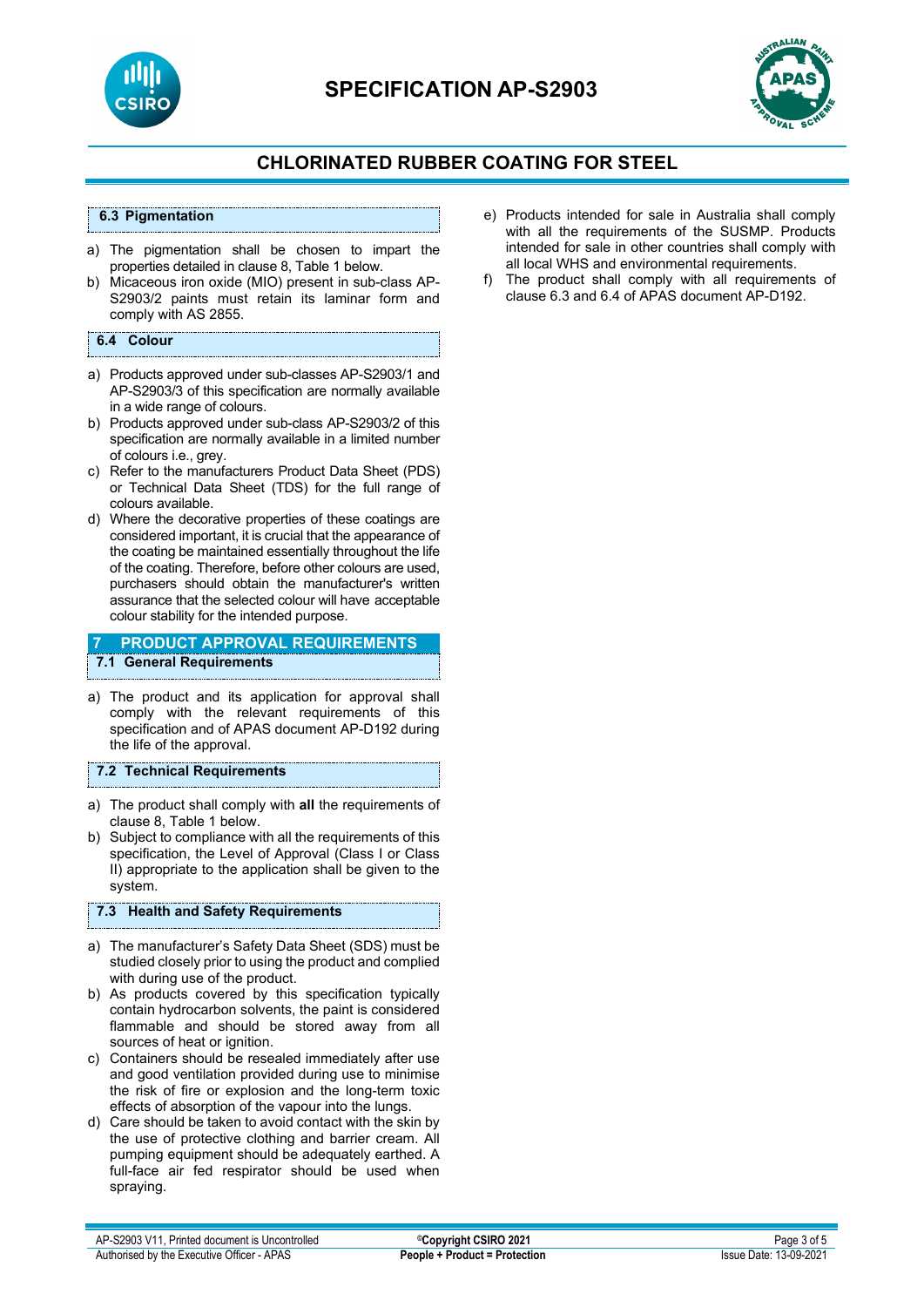### 6.3 Pigmentation

a) The pigmentation shall be chosen to impart the properties detailed in clause 8, Table 1 below.
b) Micaceous iron oxide (MIO) present in sub-class AP-S2903/2 paints must retain its laminar form and comply with AS 2855.

### 6.4 Colour

a) Products approved under sub-classes AP-S2903/1 and AP-S2903/3 of this specification are normally available in a wide range of colours.
b) Products approved under sub-class AP-S2903/2 of this specification are normally available in a limited number of colours i.e., grey.
c) Refer to the manufacturers Product Data Sheet (PDS) or Technical Data Sheet (TDS) for the full range of colours available.
d) Where the decorative properties of these coatings are considered important, it is crucial that the appearance of the coating be maintained essentially throughout the life of the coating. Therefore, before other colours are used, purchasers should obtain the manufacturer's written assurance that the selected colour will have acceptable colour stability for the intended purpose.

## 7 PRODUCT APPROVAL REQUIREMENTS

### 7.1 General Requirements

a) The product and its application for approval shall comply with the relevant requirements of this specification and of APAS document AP-D192 during the life of the approval.

### 7.2 Technical Requirements

a) The product shall comply with **all** the requirements of clause 8, Table 1 below.
b) Subject to compliance with all the requirements of this specification, the Level of Approval (Class I or Class II) appropriate to the application shall be given to the system.

### 7.3 Health and Safety Requirements

a) The manufacturer's Safety Data Sheet (SDS) must be studied closely prior to using the product and complied with during use of the product.
b) As products covered by this specification typically contain hydrocarbon solvents, the paint is considered flammable and should be stored away from all sources of heat or ignition.
c) Containers should be resealed immediately after use and good ventilation provided during use to minimise the risk of fire or explosion and the long-term toxic effects of absorption of the vapour into the lungs.
d) Care should be taken to avoid contact with the skin by the use of protective clothing and barrier cream. All pumping equipment should be adequately earthed. A full-face air fed respirator should be used when spraying.
e) Products intended for sale in Australia shall comply with all the requirements of the SUSMP. Products intended for sale in other countries shall comply with all local WHS and environmental requirements.
f) The product shall comply with all requirements of clause 6.3 and 6.4 of APAS document AP-D192.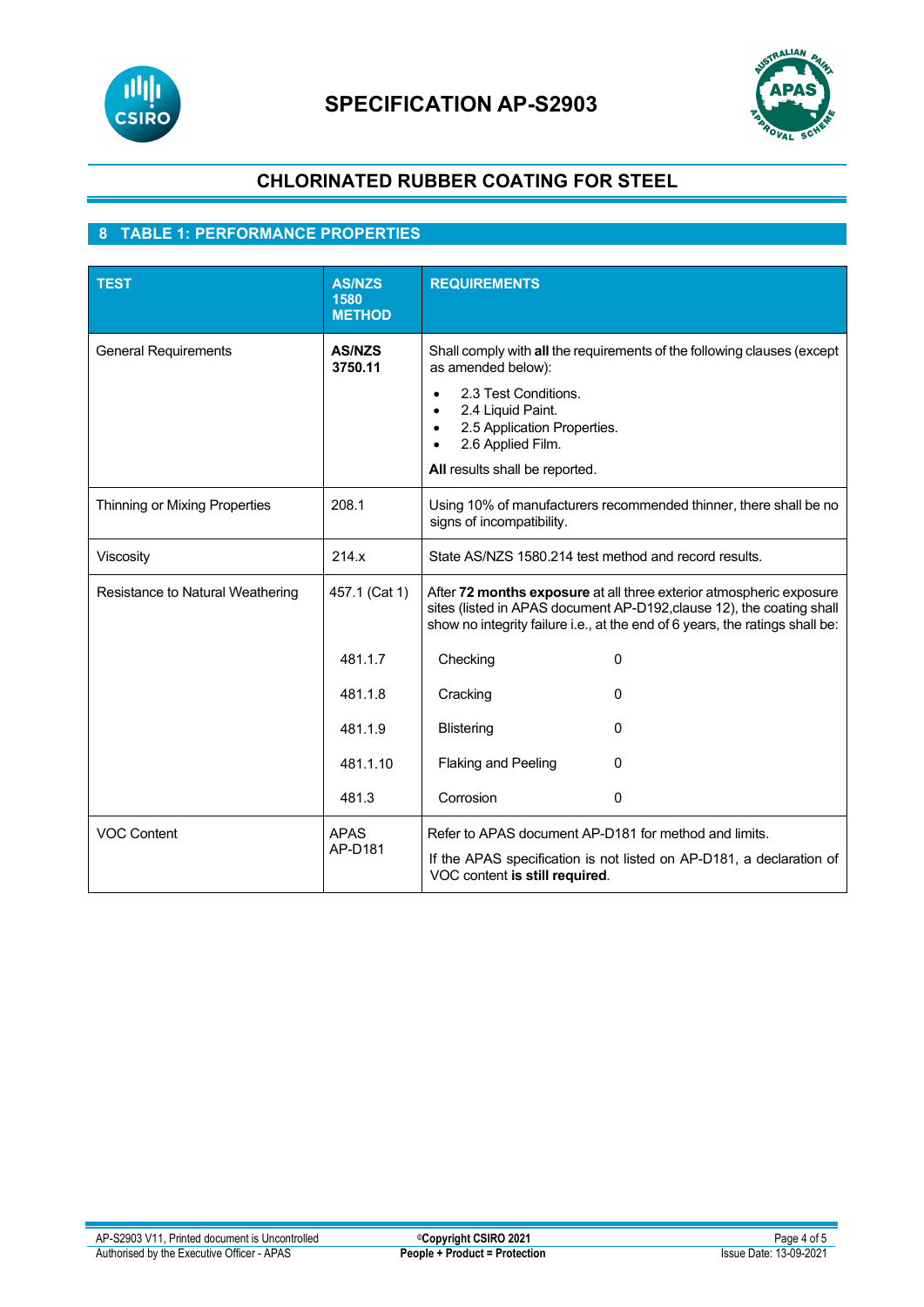# SPECIFICATION AP-S2903

## CHLORINATED RUBBER COATING FOR STEEL

## 8 TABLE 1: PERFORMANCE PROPERTIES

| TEST | AS/NZS 1580 METHOD | REQUIREMENTS | |
|---|---|---|---|
| General Requirements | **AS/NZS 3750.11** | Shall comply with **all** the requirements of the following clauses (except as amended below):<br>• 2.3 Test Conditions.<br>• 2.4 Liquid Paint.<br>• 2.5 Application Properties.<br>• 2.6 Applied Film.<br>**All** results shall be reported. | |
| Thinning or Mixing Properties | 208.1 | Using 10% of manufacturers recommended thinner, there shall be no signs of incompatibility. | |
| Viscosity | 214.x | State AS/NZS 1580.214 test method and record results. | |
| Resistance to Natural Weathering | 457.1 (Cat 1) | After **72 months exposure** at all three exterior atmospheric exposure sites (listed in APAS document AP-D192,clause 12), the coating shall show no integrity failure i.e., at the end of 6 years, the ratings shall be: | |
| | 481.1.7 | Checking | 0 |
| | 481.1.8 | Cracking | 0 |
| | 481.1.9 | Blistering | 0 |
| | 481.1.10 | Flaking and Peeling | 0 |
| | 481.3 | Corrosion | 0 |
| VOC Content | APAS AP-D181 | Refer to APAS document AP-D181 for method and limits.<br>If the APAS specification is not listed on AP-D181, a declaration of VOC content **is still required**. | |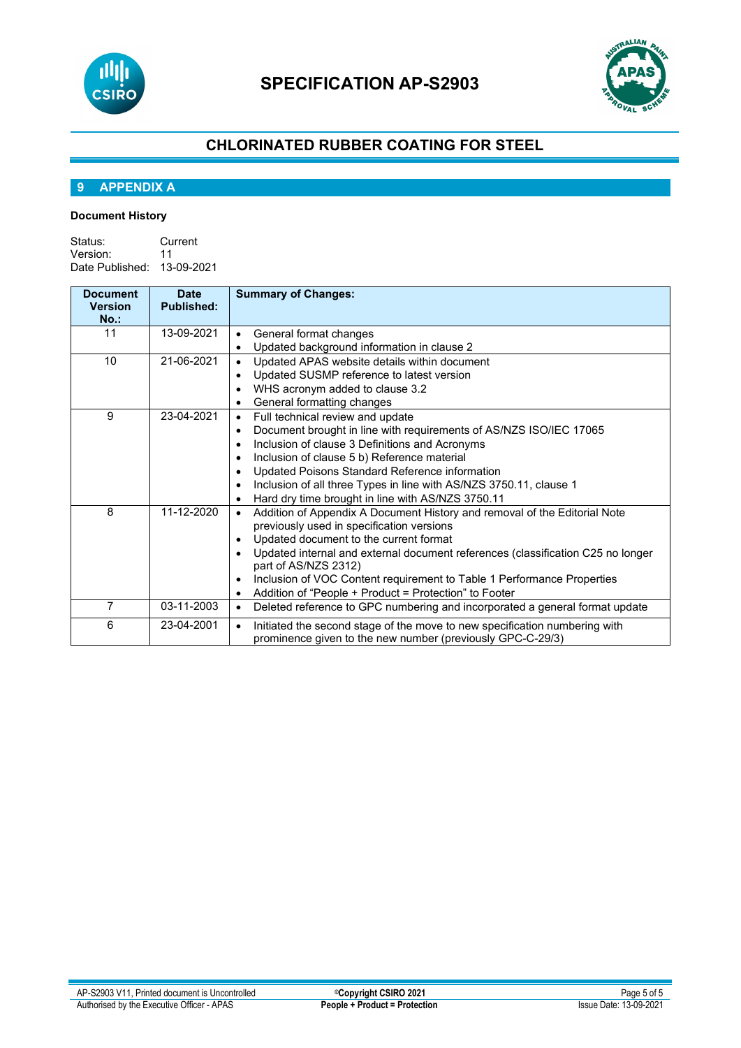## 9 APPENDIX A

**Document History**

Status: Current
Version: 11
Date Published: 13-09-2021

| Document Version No.: | Date Published: | Summary of Changes: |
|---|---|---|
| 11 | 13-09-2021 | • General format changes<br>• Updated background information in clause 2 |
| 10 | 21-06-2021 | • Updated APAS website details within document<br>• Updated SUSMP reference to latest version<br>• WHS acronym added to clause 3.2<br>• General formatting changes |
| 9 | 23-04-2021 | • Full technical review and update<br>• Document brought in line with requirements of AS/NZS ISO/IEC 17065<br>• Inclusion of clause 3 Definitions and Acronyms<br>• Inclusion of clause 5 b) Reference material<br>• Updated Poisons Standard Reference information<br>• Inclusion of all three Types in line with AS/NZS 3750.11, clause 1<br>• Hard dry time brought in line with AS/NZS 3750.11 |
| 8 | 11-12-2020 | • Addition of Appendix A Document History and removal of the Editorial Note previously used in specification versions<br>• Updated document to the current format<br>• Updated internal and external document references (classification C25 no longer part of AS/NZS 2312)<br>• Inclusion of VOC Content requirement to Table 1 Performance Properties<br>• Addition of "People + Product = Protection" to Footer |
| 7 | 03-11-2003 | • Deleted reference to GPC numbering and incorporated a general format update |
| 6 | 23-04-2001 | • Initiated the second stage of the move to new specification numbering with prominence given to the new number (previously GPC-C-29/3) |